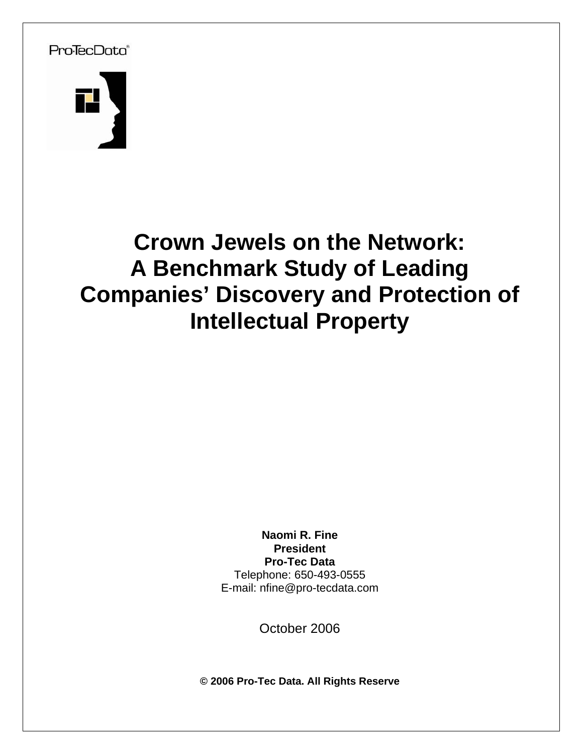Pro·TecData®

# Crown Jewels on the Network: A Benchmark Study of Leading Companies' Discovery and Protection of Intellectual Property

**Naomi R. Fine**
**President**
**Pro-Tec Data**
Telephone: 650-493-0555
E-mail: nfine@pro-tecdata.com

October 2006

**© 2006 Pro-Tec Data. All Rights Reserve**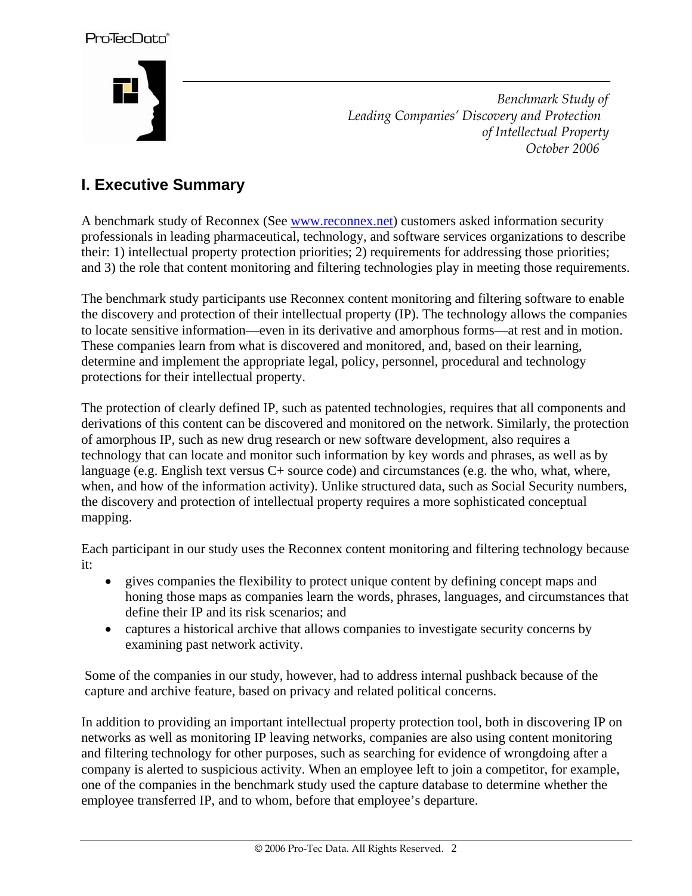*Benchmark Study of Leading Companies' Discovery and Protection of Intellectual Property October 2006*

## I. Executive Summary

A benchmark study of Reconnex (See www.reconnex.net) customers asked information security professionals in leading pharmaceutical, technology, and software services organizations to describe their: 1) intellectual property protection priorities; 2) requirements for addressing those priorities; and 3) the role that content monitoring and filtering technologies play in meeting those requirements.

The benchmark study participants use Reconnex content monitoring and filtering software to enable the discovery and protection of their intellectual property (IP). The technology allows the companies to locate sensitive information—even in its derivative and amorphous forms—at rest and in motion. These companies learn from what is discovered and monitored, and, based on their learning, determine and implement the appropriate legal, policy, personnel, procedural and technology protections for their intellectual property.

The protection of clearly defined IP, such as patented technologies, requires that all components and derivations of this content can be discovered and monitored on the network. Similarly, the protection of amorphous IP, such as new drug research or new software development, also requires a technology that can locate and monitor such information by key words and phrases, as well as by language (e.g. English text versus C+ source code) and circumstances (e.g. the who, what, where, when, and how of the information activity). Unlike structured data, such as Social Security numbers, the discovery and protection of intellectual property requires a more sophisticated conceptual mapping.

Each participant in our study uses the Reconnex content monitoring and filtering technology because it:

- gives companies the flexibility to protect unique content by defining concept maps and honing those maps as companies learn the words, phrases, languages, and circumstances that define their IP and its risk scenarios; and
- captures a historical archive that allows companies to investigate security concerns by examining past network activity.

Some of the companies in our study, however, had to address internal pushback because of the capture and archive feature, based on privacy and related political concerns.

In addition to providing an important intellectual property protection tool, both in discovering IP on networks as well as monitoring IP leaving networks, companies are also using content monitoring and filtering technology for other purposes, such as searching for evidence of wrongdoing after a company is alerted to suspicious activity. When an employee left to join a competitor, for example, one of the companies in the benchmark study used the capture database to determine whether the employee transferred IP, and to whom, before that employee's departure.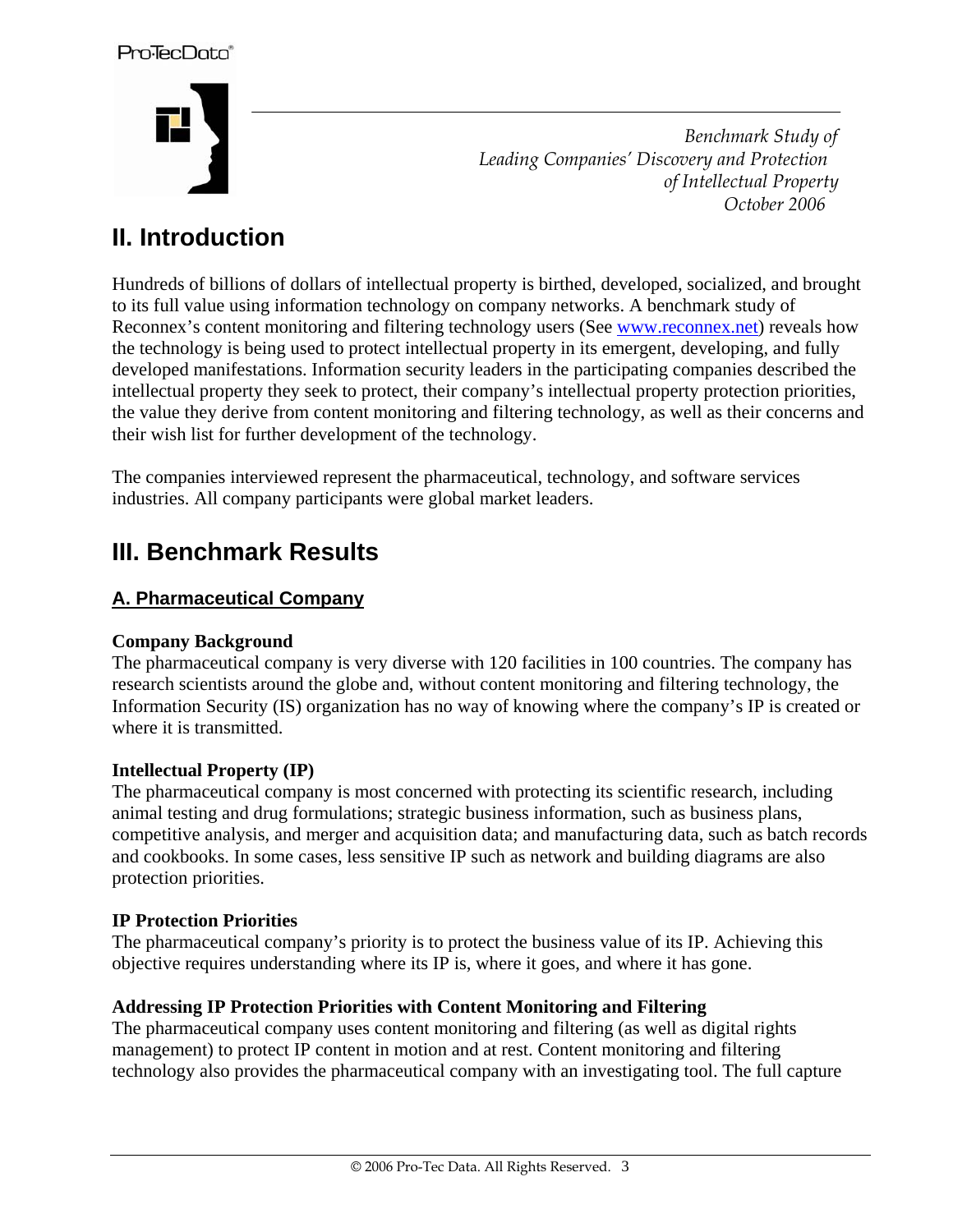## II. Introduction

Hundreds of billions of dollars of intellectual property is birthed, developed, socialized, and brought to its full value using information technology on company networks. A benchmark study of Reconnex's content monitoring and filtering technology users (See www.reconnex.net) reveals how the technology is being used to protect intellectual property in its emergent, developing, and fully developed manifestations. Information security leaders in the participating companies described the intellectual property they seek to protect, their company's intellectual property protection priorities, the value they derive from content monitoring and filtering technology, as well as their concerns and their wish list for further development of the technology.

The companies interviewed represent the pharmaceutical, technology, and software services industries. All company participants were global market leaders.

## III. Benchmark Results

### A. Pharmaceutical Company

**Company Background**
The pharmaceutical company is very diverse with 120 facilities in 100 countries. The company has research scientists around the globe and, without content monitoring and filtering technology, the Information Security (IS) organization has no way of knowing where the company's IP is created or where it is transmitted.

**Intellectual Property (IP)**
The pharmaceutical company is most concerned with protecting its scientific research, including animal testing and drug formulations; strategic business information, such as business plans, competitive analysis, and merger and acquisition data; and manufacturing data, such as batch records and cookbooks. In some cases, less sensitive IP such as network and building diagrams are also protection priorities.

**IP Protection Priorities**
The pharmaceutical company's priority is to protect the business value of its IP. Achieving this objective requires understanding where its IP is, where it goes, and where it has gone.

**Addressing IP Protection Priorities with Content Monitoring and Filtering**
The pharmaceutical company uses content monitoring and filtering (as well as digital rights management) to protect IP content in motion and at rest. Content monitoring and filtering technology also provides the pharmaceutical company with an investigating tool. The full capture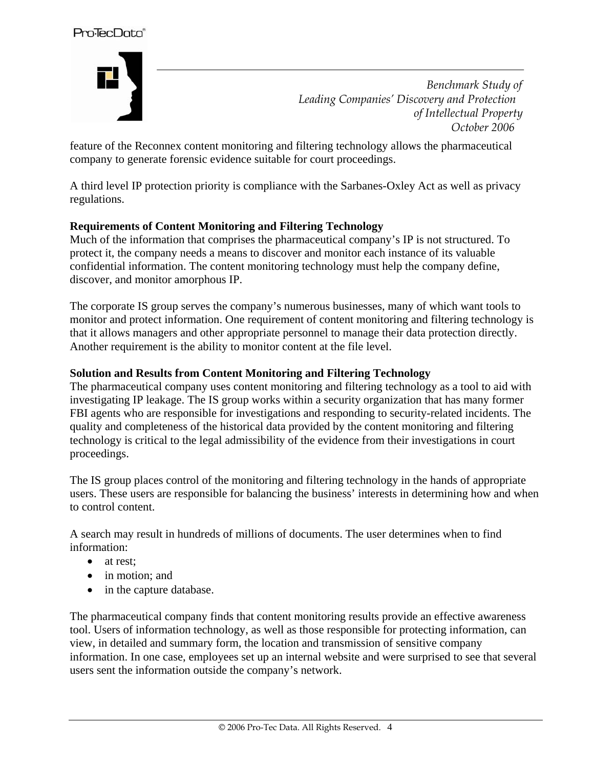feature of the Reconnex content monitoring and filtering technology allows the pharmaceutical company to generate forensic evidence suitable for court proceedings.

A third level IP protection priority is compliance with the Sarbanes-Oxley Act as well as privacy regulations.

**Requirements of Content Monitoring and Filtering Technology**
Much of the information that comprises the pharmaceutical company's IP is not structured. To protect it, the company needs a means to discover and monitor each instance of its valuable confidential information. The content monitoring technology must help the company define, discover, and monitor amorphous IP.

The corporate IS group serves the company's numerous businesses, many of which want tools to monitor and protect information. One requirement of content monitoring and filtering technology is that it allows managers and other appropriate personnel to manage their data protection directly. Another requirement is the ability to monitor content at the file level.

**Solution and Results from Content Monitoring and Filtering Technology**
The pharmaceutical company uses content monitoring and filtering technology as a tool to aid with investigating IP leakage. The IS group works within a security organization that has many former FBI agents who are responsible for investigations and responding to security-related incidents. The quality and completeness of the historical data provided by the content monitoring and filtering technology is critical to the legal admissibility of the evidence from their investigations in court proceedings.

The IS group places control of the monitoring and filtering technology in the hands of appropriate users. These users are responsible for balancing the business' interests in determining how and when to control content.

A search may result in hundreds of millions of documents. The user determines when to find information:

- at rest;
- in motion; and
- in the capture database.

The pharmaceutical company finds that content monitoring results provide an effective awareness tool. Users of information technology, as well as those responsible for protecting information, can view, in detailed and summary form, the location and transmission of sensitive company information. In one case, employees set up an internal website and were surprised to see that several users sent the information outside the company's network.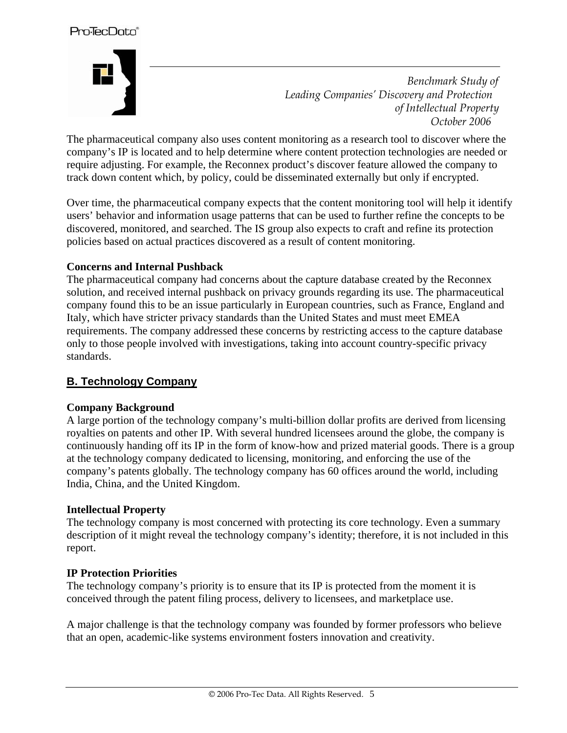The pharmaceutical company also uses content monitoring as a research tool to discover where the company's IP is located and to help determine where content protection technologies are needed or require adjusting. For example, the Reconnex product's discover feature allowed the company to track down content which, by policy, could be disseminated externally but only if encrypted.

Over time, the pharmaceutical company expects that the content monitoring tool will help it identify users' behavior and information usage patterns that can be used to further refine the concepts to be discovered, monitored, and searched. The IS group also expects to craft and refine its protection policies based on actual practices discovered as a result of content monitoring.

**Concerns and Internal Pushback**

The pharmaceutical company had concerns about the capture database created by the Reconnex solution, and received internal pushback on privacy grounds regarding its use. The pharmaceutical company found this to be an issue particularly in European countries, such as France, England and Italy, which have stricter privacy standards than the United States and must meet EMEA requirements. The company addressed these concerns by restricting access to the capture database only to those people involved with investigations, taking into account country-specific privacy standards.

## B. Technology Company

**Company Background**

A large portion of the technology company's multi-billion dollar profits are derived from licensing royalties on patents and other IP. With several hundred licensees around the globe, the company is continuously handing off its IP in the form of know-how and prized material goods. There is a group at the technology company dedicated to licensing, monitoring, and enforcing the use of the company's patents globally. The technology company has 60 offices around the world, including India, China, and the United Kingdom.

**Intellectual Property**

The technology company is most concerned with protecting its core technology. Even a summary description of it might reveal the technology company's identity; therefore, it is not included in this report.

**IP Protection Priorities**

The technology company's priority is to ensure that its IP is protected from the moment it is conceived through the patent filing process, delivery to licensees, and marketplace use.

A major challenge is that the technology company was founded by former professors who believe that an open, academic-like systems environment fosters innovation and creativity.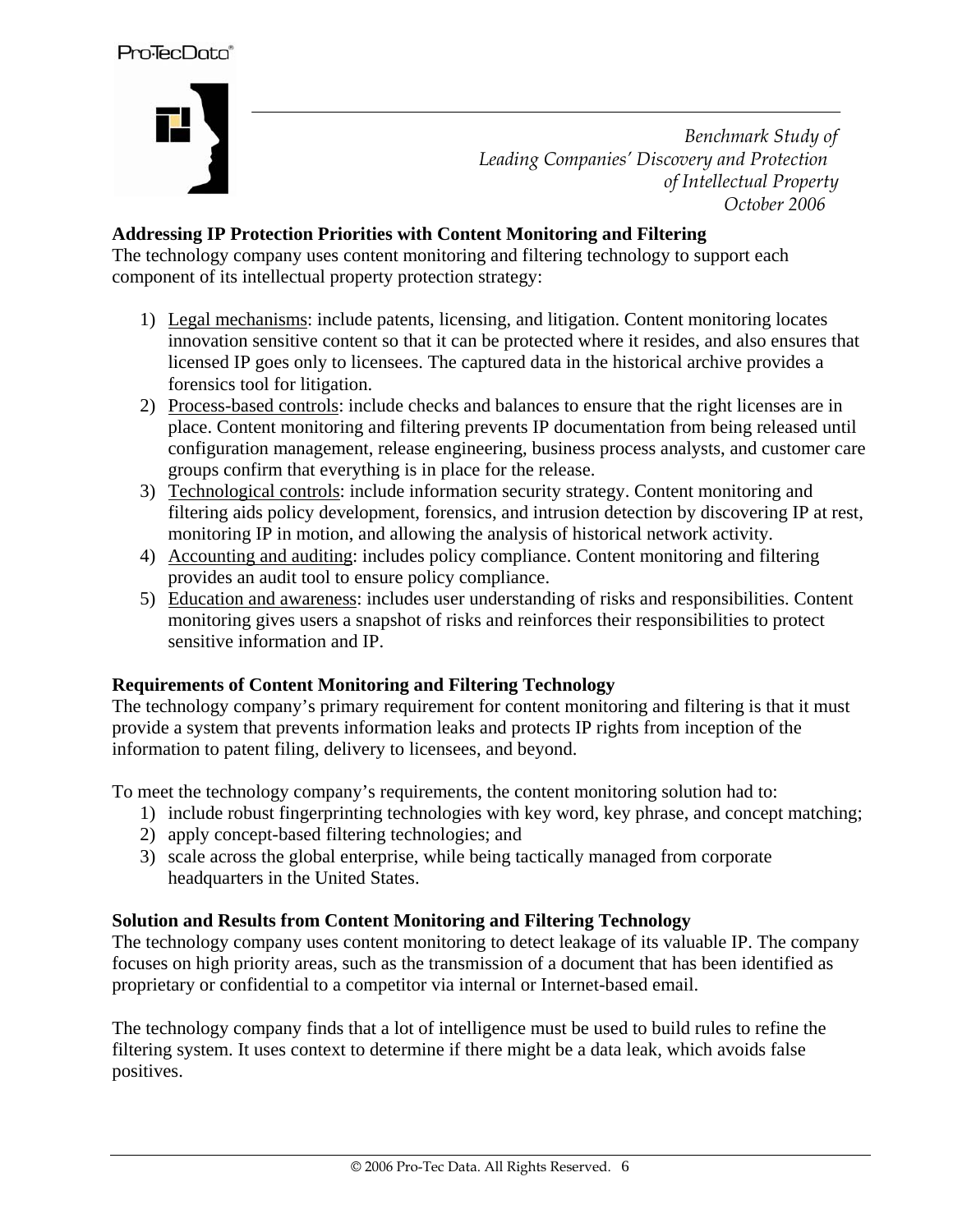## Addressing IP Protection Priorities with Content Monitoring and Filtering

The technology company uses content monitoring and filtering technology to support each component of its intellectual property protection strategy:

1) Legal mechanisms: include patents, licensing, and litigation. Content monitoring locates innovation sensitive content so that it can be protected where it resides, and also ensures that licensed IP goes only to licensees. The captured data in the historical archive provides a forensics tool for litigation.
2) Process-based controls: include checks and balances to ensure that the right licenses are in place. Content monitoring and filtering prevents IP documentation from being released until configuration management, release engineering, business process analysts, and customer care groups confirm that everything is in place for the release.
3) Technological controls: include information security strategy. Content monitoring and filtering aids policy development, forensics, and intrusion detection by discovering IP at rest, monitoring IP in motion, and allowing the analysis of historical network activity.
4) Accounting and auditing: includes policy compliance. Content monitoring and filtering provides an audit tool to ensure policy compliance.
5) Education and awareness: includes user understanding of risks and responsibilities. Content monitoring gives users a snapshot of risks and reinforces their responsibilities to protect sensitive information and IP.

## Requirements of Content Monitoring and Filtering Technology

The technology company's primary requirement for content monitoring and filtering is that it must provide a system that prevents information leaks and protects IP rights from inception of the information to patent filing, delivery to licensees, and beyond.

To meet the technology company's requirements, the content monitoring solution had to:

1) include robust fingerprinting technologies with key word, key phrase, and concept matching;
2) apply concept-based filtering technologies; and
3) scale across the global enterprise, while being tactically managed from corporate headquarters in the United States.

## Solution and Results from Content Monitoring and Filtering Technology

The technology company uses content monitoring to detect leakage of its valuable IP. The company focuses on high priority areas, such as the transmission of a document that has been identified as proprietary or confidential to a competitor via internal or Internet-based email.

The technology company finds that a lot of intelligence must be used to build rules to refine the filtering system. It uses context to determine if there might be a data leak, which avoids false positives.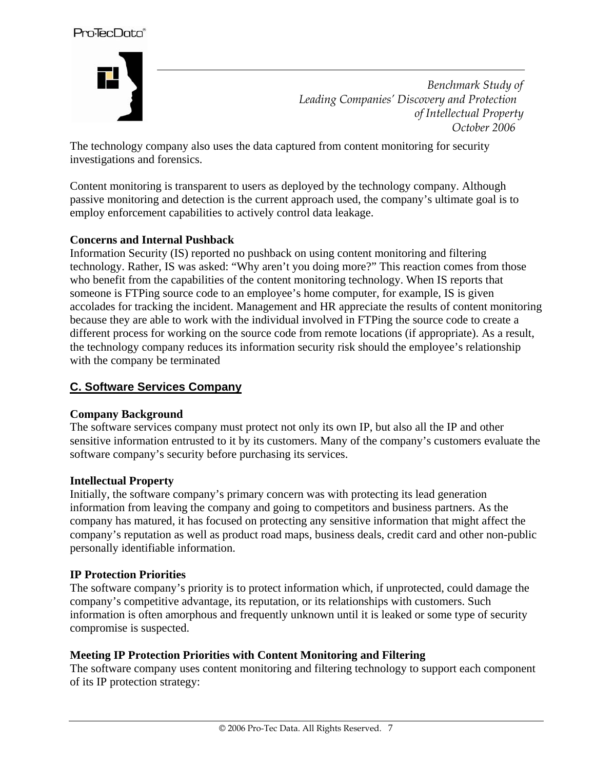The technology company also uses the data captured from content monitoring for security investigations and forensics.

Content monitoring is transparent to users as deployed by the technology company. Although passive monitoring and detection is the current approach used, the company's ultimate goal is to employ enforcement capabilities to actively control data leakage.

**Concerns and Internal Pushback**

Information Security (IS) reported no pushback on using content monitoring and filtering technology. Rather, IS was asked: "Why aren't you doing more?" This reaction comes from those who benefit from the capabilities of the content monitoring technology. When IS reports that someone is FTPing source code to an employee's home computer, for example, IS is given accolades for tracking the incident. Management and HR appreciate the results of content monitoring because they are able to work with the individual involved in FTPing the source code to create a different process for working on the source code from remote locations (if appropriate). As a result, the technology company reduces its information security risk should the employee's relationship with the company be terminated

## C. Software Services Company

**Company Background**

The software services company must protect not only its own IP, but also all the IP and other sensitive information entrusted to it by its customers. Many of the company's customers evaluate the software company's security before purchasing its services.

**Intellectual Property**

Initially, the software company's primary concern was with protecting its lead generation information from leaving the company and going to competitors and business partners. As the company has matured, it has focused on protecting any sensitive information that might affect the company's reputation as well as product road maps, business deals, credit card and other non-public personally identifiable information.

**IP Protection Priorities**

The software company's priority is to protect information which, if unprotected, could damage the company's competitive advantage, its reputation, or its relationships with customers. Such information is often amorphous and frequently unknown until it is leaked or some type of security compromise is suspected.

**Meeting IP Protection Priorities with Content Monitoring and Filtering**

The software company uses content monitoring and filtering technology to support each component of its IP protection strategy: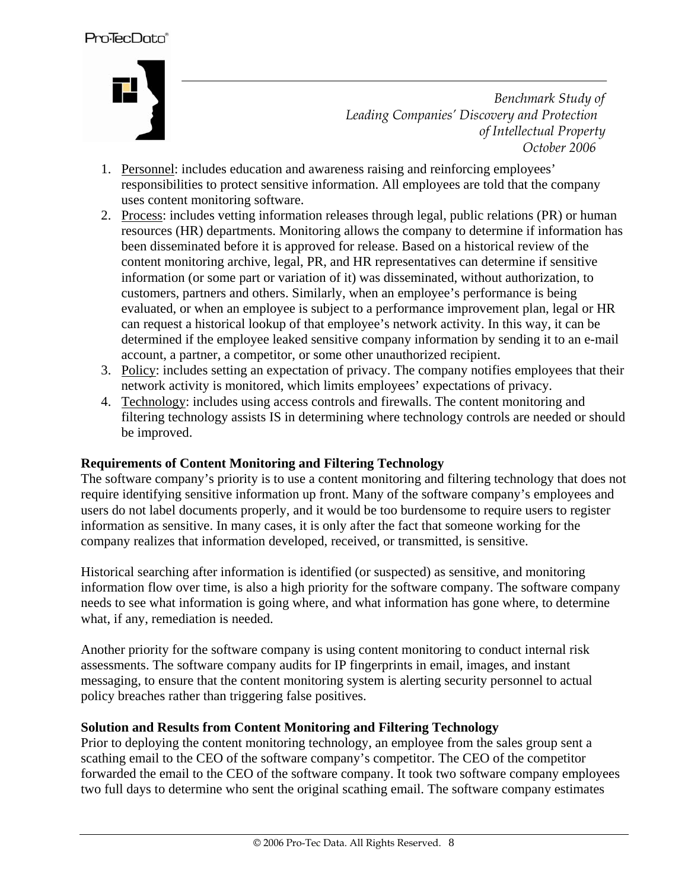1. Personnel: includes education and awareness raising and reinforcing employees' responsibilities to protect sensitive information. All employees are told that the company uses content monitoring software.
2. Process: includes vetting information releases through legal, public relations (PR) or human resources (HR) departments. Monitoring allows the company to determine if information has been disseminated before it is approved for release. Based on a historical review of the content monitoring archive, legal, PR, and HR representatives can determine if sensitive information (or some part or variation of it) was disseminated, without authorization, to customers, partners and others. Similarly, when an employee's performance is being evaluated, or when an employee is subject to a performance improvement plan, legal or HR can request a historical lookup of that employee's network activity. In this way, it can be determined if the employee leaked sensitive company information by sending it to an e-mail account, a partner, a competitor, or some other unauthorized recipient.
3. Policy: includes setting an expectation of privacy. The company notifies employees that their network activity is monitored, which limits employees' expectations of privacy.
4. Technology: includes using access controls and firewalls. The content monitoring and filtering technology assists IS in determining where technology controls are needed or should be improved.

**Requirements of Content Monitoring and Filtering Technology**

The software company's priority is to use a content monitoring and filtering technology that does not require identifying sensitive information up front. Many of the software company's employees and users do not label documents properly, and it would be too burdensome to require users to register information as sensitive. In many cases, it is only after the fact that someone working for the company realizes that information developed, received, or transmitted, is sensitive.

Historical searching after information is identified (or suspected) as sensitive, and monitoring information flow over time, is also a high priority for the software company. The software company needs to see what information is going where, and what information has gone where, to determine what, if any, remediation is needed.

Another priority for the software company is using content monitoring to conduct internal risk assessments. The software company audits for IP fingerprints in email, images, and instant messaging, to ensure that the content monitoring system is alerting security personnel to actual policy breaches rather than triggering false positives.

**Solution and Results from Content Monitoring and Filtering Technology**

Prior to deploying the content monitoring technology, an employee from the sales group sent a scathing email to the CEO of the software company's competitor. The CEO of the competitor forwarded the email to the CEO of the software company. It took two software company employees two full days to determine who sent the original scathing email. The software company estimates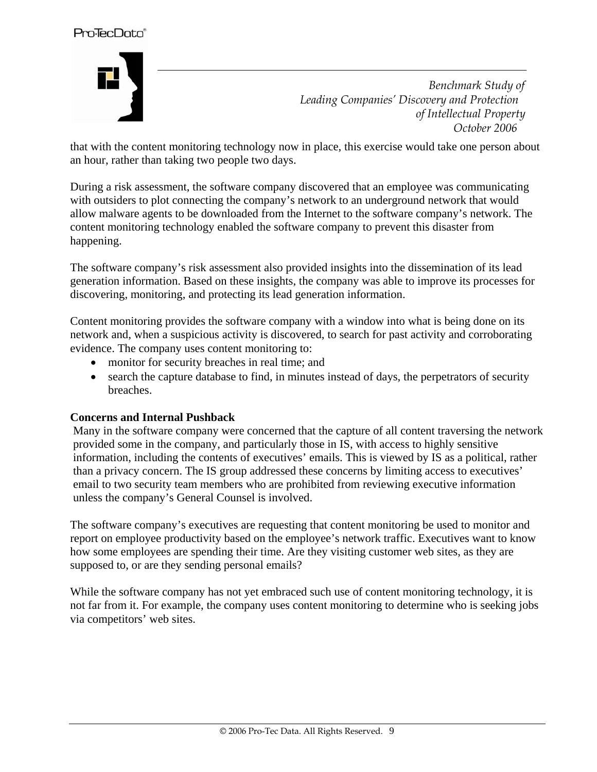that with the content monitoring technology now in place, this exercise would take one person about an hour, rather than taking two people two days.

During a risk assessment, the software company discovered that an employee was communicating with outsiders to plot connecting the company's network to an underground network that would allow malware agents to be downloaded from the Internet to the software company's network. The content monitoring technology enabled the software company to prevent this disaster from happening.

The software company's risk assessment also provided insights into the dissemination of its lead generation information. Based on these insights, the company was able to improve its processes for discovering, monitoring, and protecting its lead generation information.

Content monitoring provides the software company with a window into what is being done on its network and, when a suspicious activity is discovered, to search for past activity and corroborating evidence. The company uses content monitoring to:

- monitor for security breaches in real time; and
- search the capture database to find, in minutes instead of days, the perpetrators of security breaches.

**Concerns and Internal Pushback**

Many in the software company were concerned that the capture of all content traversing the network provided some in the company, and particularly those in IS, with access to highly sensitive information, including the contents of executives' emails. This is viewed by IS as a political, rather than a privacy concern. The IS group addressed these concerns by limiting access to executives' email to two security team members who are prohibited from reviewing executive information unless the company's General Counsel is involved.

The software company's executives are requesting that content monitoring be used to monitor and report on employee productivity based on the employee's network traffic. Executives want to know how some employees are spending their time. Are they visiting customer web sites, as they are supposed to, or are they sending personal emails?

While the software company has not yet embraced such use of content monitoring technology, it is not far from it. For example, the company uses content monitoring to determine who is seeking jobs via competitors' web sites.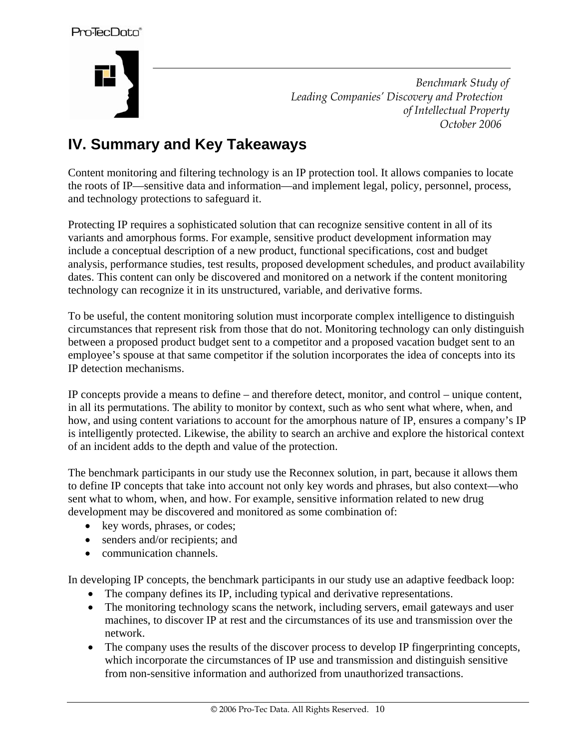## IV. Summary and Key Takeaways

Content monitoring and filtering technology is an IP protection tool. It allows companies to locate the roots of IP—sensitive data and information—and implement legal, policy, personnel, process, and technology protections to safeguard it.

Protecting IP requires a sophisticated solution that can recognize sensitive content in all of its variants and amorphous forms. For example, sensitive product development information may include a conceptual description of a new product, functional specifications, cost and budget analysis, performance studies, test results, proposed development schedules, and product availability dates. This content can only be discovered and monitored on a network if the content monitoring technology can recognize it in its unstructured, variable, and derivative forms.

To be useful, the content monitoring solution must incorporate complex intelligence to distinguish circumstances that represent risk from those that do not. Monitoring technology can only distinguish between a proposed product budget sent to a competitor and a proposed vacation budget sent to an employee's spouse at that same competitor if the solution incorporates the idea of concepts into its IP detection mechanisms.

IP concepts provide a means to define – and therefore detect, monitor, and control – unique content, in all its permutations. The ability to monitor by context, such as who sent what where, when, and how, and using content variations to account for the amorphous nature of IP, ensures a company's IP is intelligently protected. Likewise, the ability to search an archive and explore the historical context of an incident adds to the depth and value of the protection.

The benchmark participants in our study use the Reconnex solution, in part, because it allows them to define IP concepts that take into account not only key words and phrases, but also context—who sent what to whom, when, and how. For example, sensitive information related to new drug development may be discovered and monitored as some combination of:

- key words, phrases, or codes;
- senders and/or recipients; and
- communication channels.

In developing IP concepts, the benchmark participants in our study use an adaptive feedback loop:

- The company defines its IP, including typical and derivative representations.
- The monitoring technology scans the network, including servers, email gateways and user machines, to discover IP at rest and the circumstances of its use and transmission over the network.
- The company uses the results of the discover process to develop IP fingerprinting concepts, which incorporate the circumstances of IP use and transmission and distinguish sensitive from non-sensitive information and authorized from unauthorized transactions.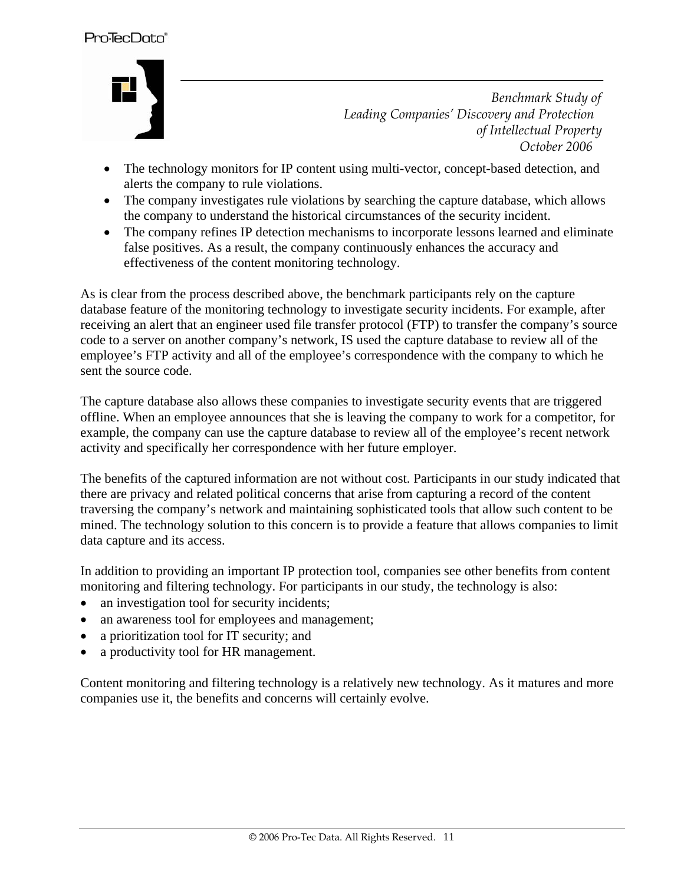- The technology monitors for IP content using multi-vector, concept-based detection, and alerts the company to rule violations.
- The company investigates rule violations by searching the capture database, which allows the company to understand the historical circumstances of the security incident.
- The company refines IP detection mechanisms to incorporate lessons learned and eliminate false positives. As a result, the company continuously enhances the accuracy and effectiveness of the content monitoring technology.

As is clear from the process described above, the benchmark participants rely on the capture database feature of the monitoring technology to investigate security incidents. For example, after receiving an alert that an engineer used file transfer protocol (FTP) to transfer the company's source code to a server on another company's network, IS used the capture database to review all of the employee's FTP activity and all of the employee's correspondence with the company to which he sent the source code.

The capture database also allows these companies to investigate security events that are triggered offline. When an employee announces that she is leaving the company to work for a competitor, for example, the company can use the capture database to review all of the employee's recent network activity and specifically her correspondence with her future employer.

The benefits of the captured information are not without cost. Participants in our study indicated that there are privacy and related political concerns that arise from capturing a record of the content traversing the company's network and maintaining sophisticated tools that allow such content to be mined. The technology solution to this concern is to provide a feature that allows companies to limit data capture and its access.

In addition to providing an important IP protection tool, companies see other benefits from content monitoring and filtering technology. For participants in our study, the technology is also:

- an investigation tool for security incidents;
- an awareness tool for employees and management;
- a prioritization tool for IT security; and
- a productivity tool for HR management.

Content monitoring and filtering technology is a relatively new technology. As it matures and more companies use it, the benefits and concerns will certainly evolve.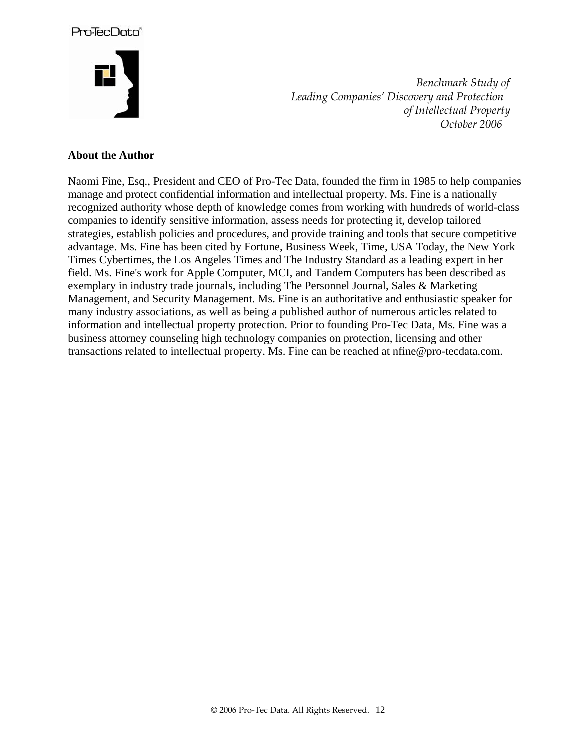## About the Author

Naomi Fine, Esq., President and CEO of Pro-Tec Data, founded the firm in 1985 to help companies manage and protect confidential information and intellectual property. Ms. Fine is a nationally recognized authority whose depth of knowledge comes from working with hundreds of world-class companies to identify sensitive information, assess needs for protecting it, develop tailored strategies, establish policies and procedures, and provide training and tools that secure competitive advantage. Ms. Fine has been cited by Fortune, Business Week, Time, USA Today, the New York Times Cybertimes, the Los Angeles Times and The Industry Standard as a leading expert in her field. Ms. Fine's work for Apple Computer, MCI, and Tandem Computers has been described as exemplary in industry trade journals, including The Personnel Journal, Sales & Marketing Management, and Security Management. Ms. Fine is an authoritative and enthusiastic speaker for many industry associations, as well as being a published author of numerous articles related to information and intellectual property protection. Prior to founding Pro-Tec Data, Ms. Fine was a business attorney counseling high technology companies on protection, licensing and other transactions related to intellectual property. Ms. Fine can be reached at nfine@pro-tecdata.com.